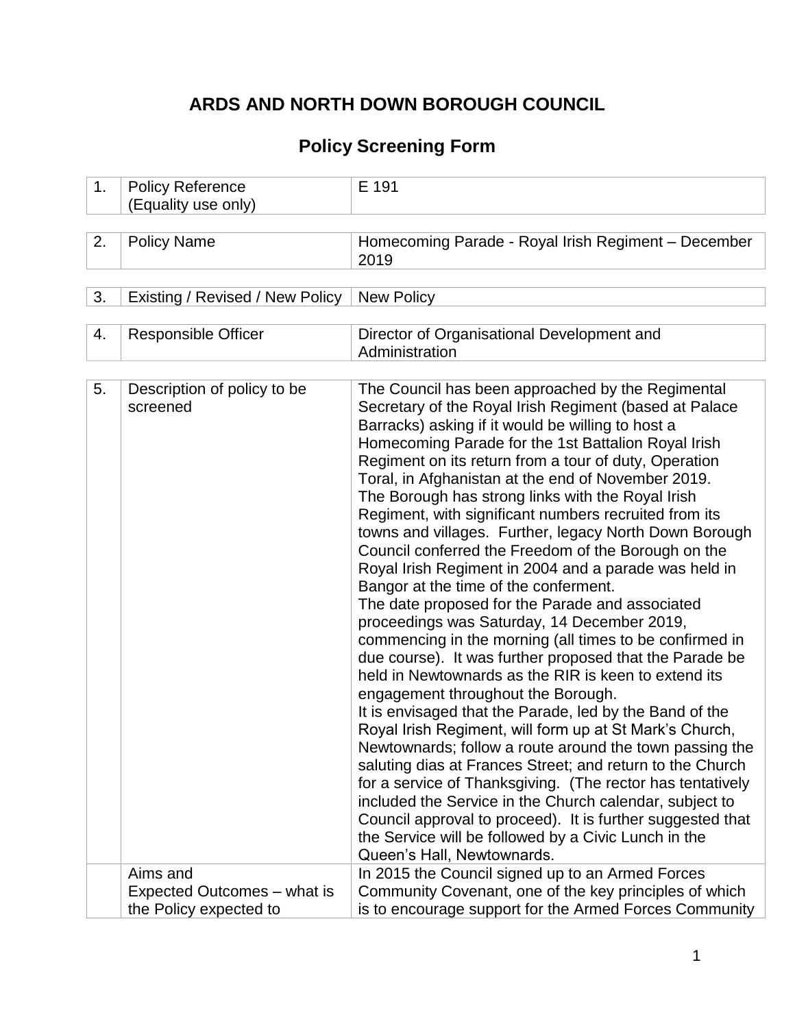# ARDS AND NORTH DOWN BOROUGH COUNCIL

## Policy Screening Form

| | | |
|---|---|---|
| 1. | Policy Reference (Equality use only) | E 191 |

| | | |
|---|---|---|
| 2. | Policy Name | Homecoming Parade - Royal Irish Regiment – December 2019 |

| | | |
|---|---|---|
| 3. | Existing / Revised / New Policy | New Policy |

| | | |
|---|---|---|
| 4. | Responsible Officer | Director of Organisational Development and Administration |

| | | |
|---|---|---|
| 5. | Description of policy to be screened | The Council has been approached by the Regimental Secretary of the Royal Irish Regiment (based at Palace Barracks) asking if it would be willing to host a Homecoming Parade for the 1st Battalion Royal Irish Regiment on its return from a tour of duty, Operation Toral, in Afghanistan at the end of November 2019.<br>The Borough has strong links with the Royal Irish Regiment, with significant numbers recruited from its towns and villages. Further, legacy North Down Borough Council conferred the Freedom of the Borough on the Royal Irish Regiment in 2004 and a parade was held in Bangor at the time of the conferment.<br>The date proposed for the Parade and associated proceedings was Saturday, 14 December 2019, commencing in the morning (all times to be confirmed in due course). It was further proposed that the Parade be held in Newtownards as the RIR is keen to extend its engagement throughout the Borough.<br>It is envisaged that the Parade, led by the Band of the Royal Irish Regiment, will form up at St Mark's Church, Newtownards; follow a route around the town passing the saluting dias at Frances Street; and return to the Church for a service of Thanksgiving. (The rector has tentatively included the Service in the Church calendar, subject to Council approval to proceed). It is further suggested that the Service will be followed by a Civic Lunch in the Queen's Hall, Newtownards. |
| | Aims and Expected Outcomes – what is the Policy expected to | In 2015 the Council signed up to an Armed Forces Community Covenant, one of the key principles of which is to encourage support for the Armed Forces Community |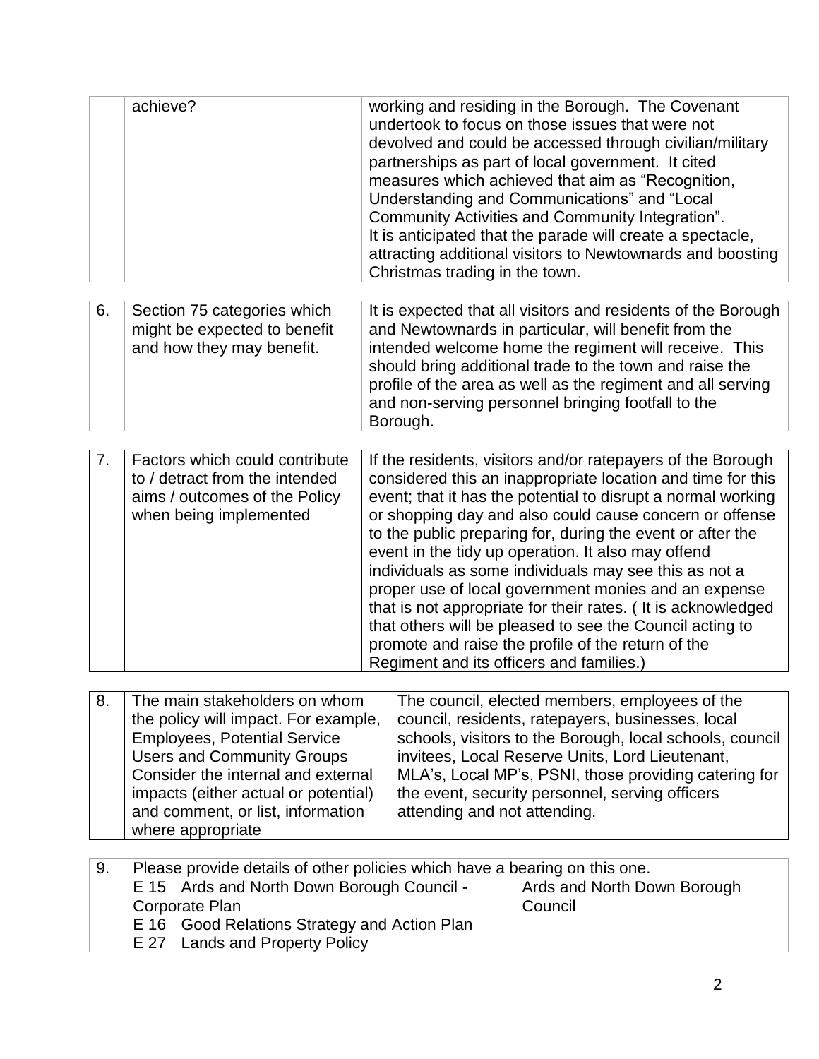| | | |
|---|---|---|
| | achieve? | working and residing in the Borough. The Covenant undertook to focus on those issues that were not devolved and could be accessed through civilian/military partnerships as part of local government. It cited measures which achieved that aim as "Recognition, Understanding and Communications" and "Local Community Activities and Community Integration". It is anticipated that the parade will create a spectacle, attracting additional visitors to Newtownards and boosting Christmas trading in the town. |

| | | |
|---|---|---|
| 6. | Section 75 categories which might be expected to benefit and how they may benefit. | It is expected that all visitors and residents of the Borough and Newtownards in particular, will benefit from the intended welcome home the regiment will receive. This should bring additional trade to the town and raise the profile of the area as well as the regiment and all serving and non-serving personnel bringing footfall to the Borough. |

| | | |
|---|---|---|
| 7. | Factors which could contribute to / detract from the intended aims / outcomes of the Policy when being implemented | If the residents, visitors and/or ratepayers of the Borough considered this an inappropriate location and time for this event; that it has the potential to disrupt a normal working or shopping day and also could cause concern or offense to the public preparing for, during the event or after the event in the tidy up operation. It also may offend individuals as some individuals may see this as not a proper use of local government monies and an expense that is not appropriate for their rates. ( It is acknowledged that others will be pleased to see the Council acting to promote and raise the profile of the return of the Regiment and its officers and families.) |

| | | |
|---|---|---|
| 8. | The main stakeholders on whom the policy will impact. For example, Employees, Potential Service Users and Community Groups Consider the internal and external impacts (either actual or potential) and comment, or list, information where appropriate | The council, elected members, employees of the council, residents, ratepayers, businesses, local schools, visitors to the Borough, local schools, council invitees, Local Reserve Units, Lord Lieutenant, MLA's, Local MP's, PSNI, those providing catering for the event, security personnel, serving officers attending and not attending. |

| | | |
|---|---|---|
| 9. | Please provide details of other policies which have a bearing on this one. | |
| | E 15 Ards and North Down Borough Council - Corporate Plan<br>E 16 Good Relations Strategy and Action Plan<br>E 27 Lands and Property Policy | Ards and North Down Borough Council |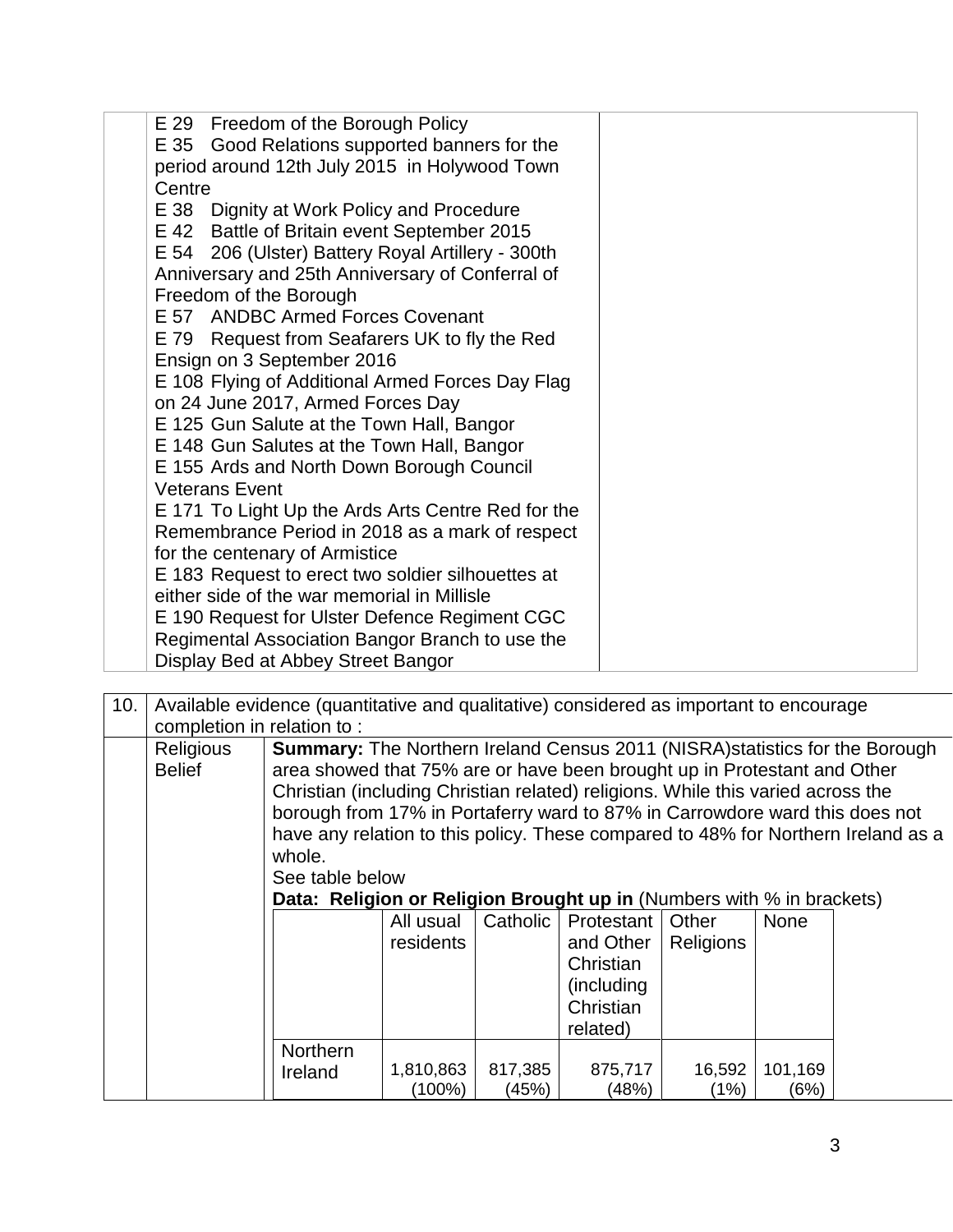| | | |
|---|---|---|
| | E 29 Freedom of the Borough Policy<br>E 35 Good Relations supported banners for the period around 12th July 2015 in Holywood Town Centre<br>E 38 Dignity at Work Policy and Procedure<br>E 42 Battle of Britain event September 2015<br>E 54 206 (Ulster) Battery Royal Artillery - 300th Anniversary and 25th Anniversary of Conferral of Freedom of the Borough<br>E 57 ANDBC Armed Forces Covenant<br>E 79 Request from Seafarers UK to fly the Red Ensign on 3 September 2016<br>E 108 Flying of Additional Armed Forces Day Flag on 24 June 2017, Armed Forces Day<br>E 125 Gun Salute at the Town Hall, Bangor<br>E 148 Gun Salutes at the Town Hall, Bangor<br>E 155 Ards and North Down Borough Council Veterans Event<br>E 171 To Light Up the Ards Arts Centre Red for the Remembrance Period in 2018 as a mark of respect for the centenary of Armistice<br>E 183 Request to erect two soldier silhouettes at either side of the war memorial in Millisle<br>E 190 Request for Ulster Defence Regiment CGC Regimental Association Bangor Branch to use the Display Bed at Abbey Street Bangor | |

| 10. | Available evidence (quantitative and qualitative) considered as important to encourage completion in relation to : |
|---|---|
| | **Religious Belief** |

**Summary:** The Northern Ireland Census 2011 (NISRA)statistics for the Borough area showed that 75% are or have been brought up in Protestant and Other Christian (including Christian related) religions. While this varied across the borough from 17% in Portaferry ward to 87% in Carrowdore ward this does not have any relation to this policy. These compared to 48% for Northern Ireland as a whole.

See table below

**Data: Religion or Religion Brought up in** (Numbers with % in brackets)

| | All usual residents | Catholic | Protestant and Other Christian (including Christian related) | Other Religions | None |
|---|---|---|---|---|---|
| Northern Ireland | 1,810,863 (100%) | 817,385 (45%) | 875,717 (48%) | 16,592 (1%) | 101,169 (6%) |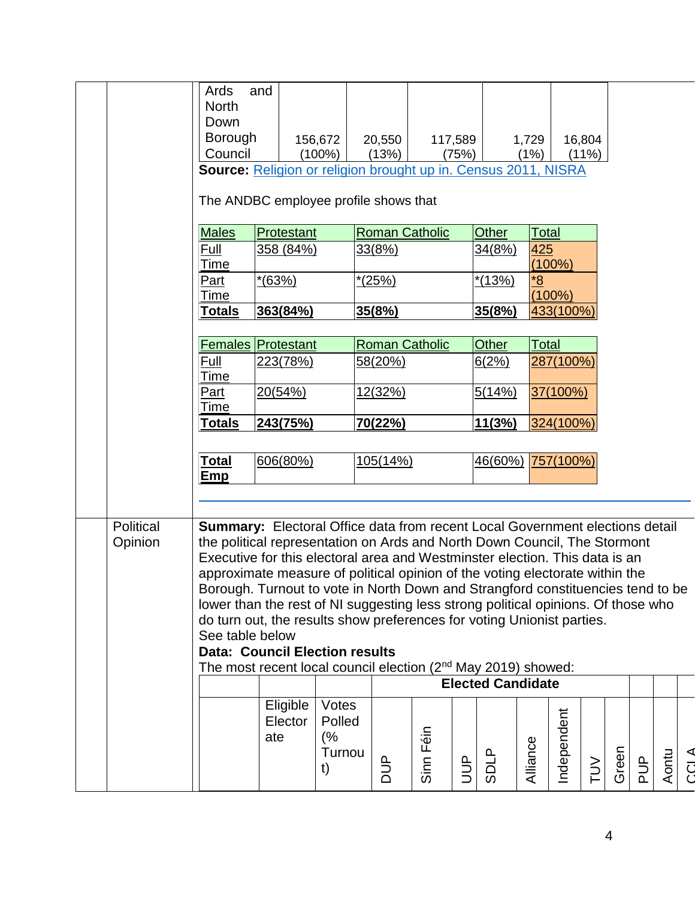| Ards and North Down Borough Council | 156,672 (100%) | 20,550 (13%) | 117,589 (75%) | 1,729 (1%) | 16,804 (11%) |
|---|---|---|---|---|---|

**Source:** Religion or religion brought up in. Census 2011, NISRA

The ANDBC employee profile shows that

| Males | Protestant | Roman Catholic | Other | Total |
|---|---|---|---|---|
| Full Time | 358 (84%) | 33(8%) | 34(8%) | 425 (100%) |
| Part Time | *(63%) | *(25%) | *(13%) | *8 (100%) |
| **Totals** | **363(84%)** | **35(8%)** | **35(8%)** | 433(100%) |

| Females | Protestant | Roman Catholic | Other | Total |
|---|---|---|---|---|
| Full Time | 223(78%) | 58(20%) | 6(2%) | 287(100%) |
| Part Time | 20(54%) | 12(32%) | 5(14%) | 37(100%) |
| **Totals** | **243(75%)** | **70(22%)** | **11(3%)** | 324(100%) |

| **Total Emp** | 606(80%) | 105(14%) | 46(60%) | 757(100%) |
|---|---|---|---|---|

## Political Opinion

**Summary:** Electoral Office data from recent Local Government elections detail the political representation on Ards and North Down Council, The Stormont Executive for this electoral area and Westminster election. This data is an approximate measure of political opinion of the voting electorate within the Borough. Turnout to vote in North Down and Strangford constituencies tend to be lower than the rest of NI suggesting less strong political opinions. Of those who do turn out, the results show preferences for voting Unionist parties.
See table below

**Data: Council Election results**
The most recent local council election (2nd May 2019) showed:

| | | | Elected Candidate | | | | | | | | | | |
|---|---|---|---|---|---|---|---|---|---|---|---|---|---|
| | Eligible Electorate | Votes Polled (% Turnout) | DUP | Sinn Féin | UUP | SDLP | Alliance | Independent | TUV | Green | PUP | Aontu | CCLA |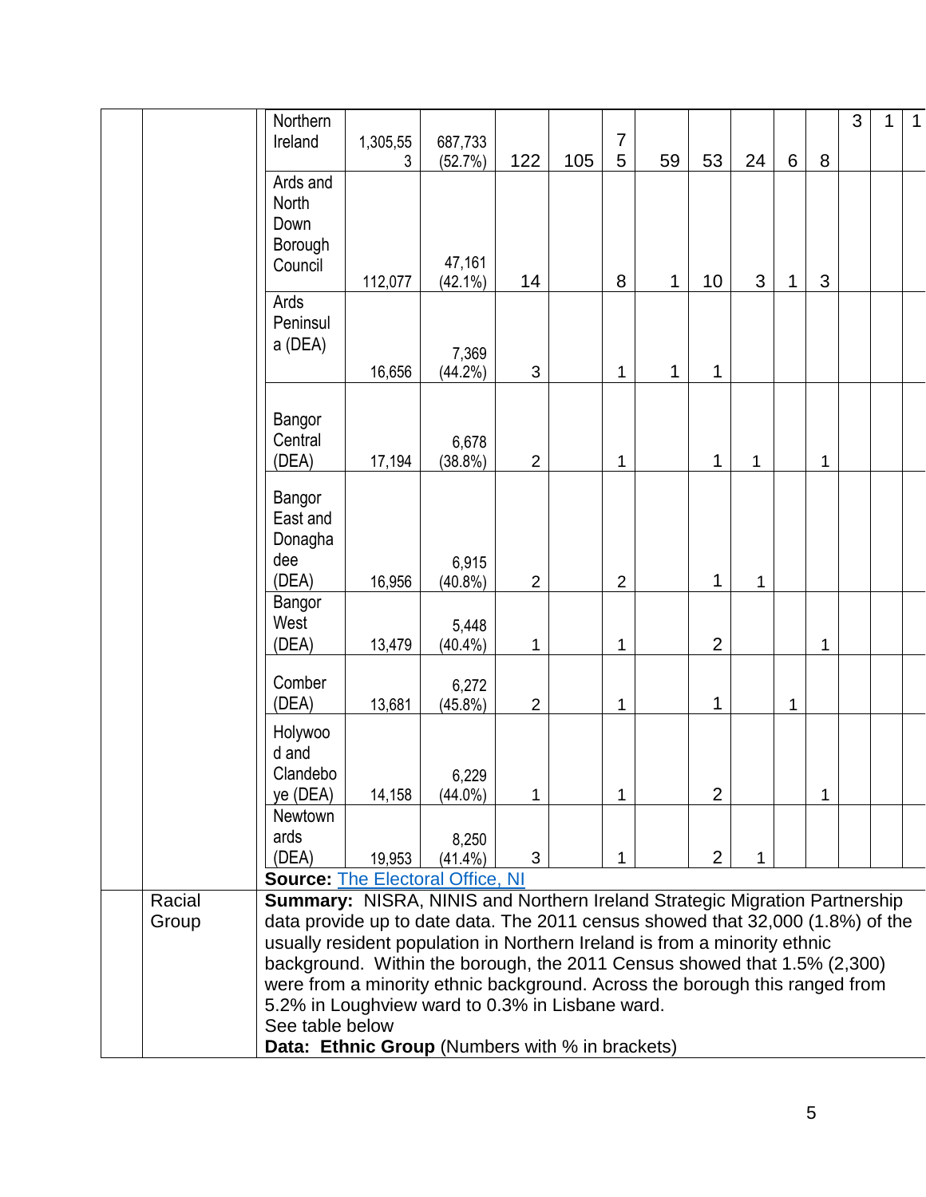| | | | | | | | | | | | | | | | |
|---|---|---|---|---|---|---|---|---|---|---|---|---|---|---|---|
| | | Northern Ireland | 1,305,553 | 687,733 (52.7%) | 122 | 105 | 75 | 59 | 53 | 24 | 6 | 8 | 3 | 1 | 1 |
| | | Ards and North Down Borough Council | 112,077 | 47,161 (42.1%) | 14 | | 8 | 1 | 10 | 3 | 1 | 3 | | | |
| | | Ards Peninsula (DEA) | 16,656 | 7,369 (44.2%) | 3 | | 1 | 1 | 1 | | | | | | |
| | | Bangor Central (DEA) | 17,194 | 6,678 (38.8%) | 2 | | 1 | | 1 | 1 | | 1 | | | |
| | | Bangor East and Donaghadee (DEA) | 16,956 | 6,915 (40.8%) | 2 | | 2 | | 1 | 1 | | | | | |
| | | Bangor West (DEA) | 13,479 | 5,448 (40.4%) | 1 | | 1 | | 2 | | | 1 | | | |
| | | Comber (DEA) | 13,681 | 6,272 (45.8%) | 2 | | 1 | | 1 | | 1 | | | | |
| | | Holywood and Clandeboye (DEA) | 14,158 | 6,229 (44.0%) | 1 | | 1 | | 2 | | | 1 | | | |
| | | Newtownards (DEA) | 19,953 | 8,250 (41.4%) | 3 | | 1 | | 2 | 1 | | | | | |

**Source:** [The Electoral Office, NI]

| | | |
|---|---|---|
| | Racial Group | **Summary:** NISRA, NINIS and Northern Ireland Strategic Migration Partnership data provide up to date data. The 2011 census showed that 32,000 (1.8%) of the usually resident population in Northern Ireland is from a minority ethnic background. Within the borough, the 2011 Census showed that 1.5% (2,300) were from a minority ethnic background. Across the borough this ranged from 5.2% in Loughview ward to 0.3% in Lisbane ward.<br>See table below<br>**Data: Ethnic Group** (Numbers with % in brackets) |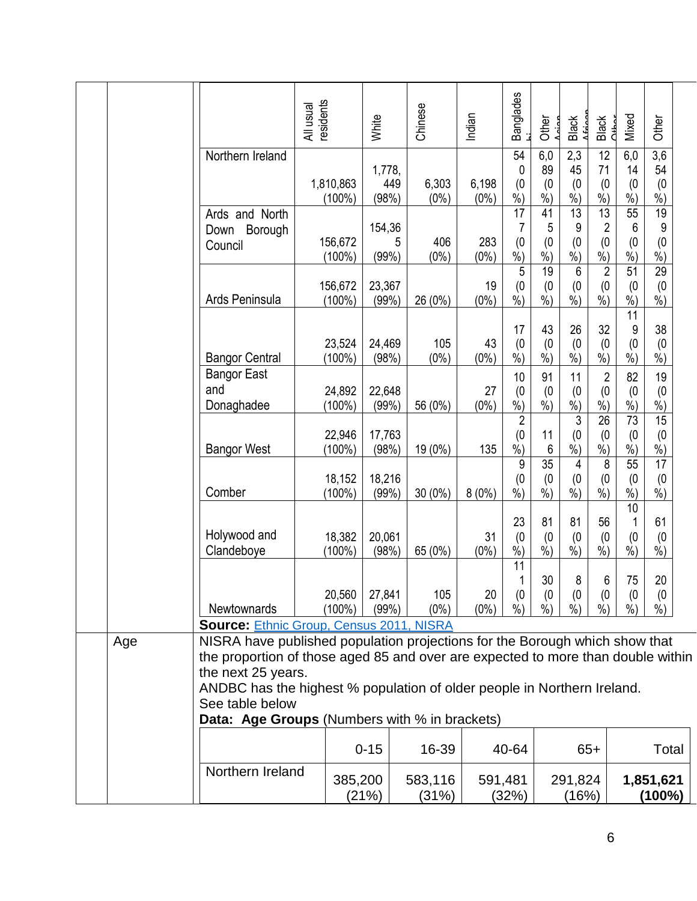| | All usual residents | White | Chinese | Indian | Bangladeshi | Other Asian | Black African | Black Other | Mixed | Other |
|---|---|---|---|---|---|---|---|---|---|---|
| Northern Ireland | 1,810,863 (100%) | 1,778,449 (98%) | 6,303 (0%) | 6,198 (0%) | 540 (0%) | 6,089 (0%) | 2,345 (0%) | 1271 (0%) | 6,014 (0%) | 3,654 (0%) |
| Ards and North Down Borough Council | 156,672 (100%) | 154,365 (99%) | 406 (0%) | 283 (0%) | 177 (0%) | 415 (0%) | 139 (0%) | 132 (0%) | 556 (0%) | 199 (0%) |
| Ards Peninsula | 156,672 (100%) | 23,367 (99%) | 26 (0%) | 19 (0%) | 5 (0%) | 19 (0%) | 6 (0%) | 2 (0%) | 51 (0%) | 29 (0%) |
| Bangor Central | 23,524 (100%) | 24,469 (98%) | 105 (0%) | 43 (0%) | 17 (0%) | 43 (0%) | 26 (0%) | 32 (0%) | 119 (0%) | 38 (0%) |
| Bangor East and Donaghadee | 24,892 (100%) | 22,648 (99%) | 56 (0%) | 27 (0%) | 10 (0%) | 91 (0%) | 11 (0%) | 2 (0%) | 82 (0%) | 19 (0%) |
| Bangor West | 22,946 (100%) | 17,763 (98%) | 19 (0%) | 135 | 2 (0%) | 116 | 3 (0%) | 26 (0%) | 73 (0%) | 15 (0%) |
| Comber | 18,152 (100%) | 18,216 (99%) | 30 (0%) | 8 (0%) | 9 (0%) | 35 (0%) | 4 (0%) | 8 (0%) | 55 (0%) | 17 (0%) |
| Holywood and Clandeboye | 18,382 (100%) | 20,061 (98%) | 65 (0%) | 31 (0%) | 23 (0%) | 81 (0%) | 81 (0%) | 56 (0%) | 101 (0%) | 61 (0%) |
| Newtownards | 20,560 (100%) | 27,841 (99%) | 105 (0%) | 20 (0%) | 111 (0%) | 30 (0%) | 8 (0%) | 6 (0%) | 75 (0%) | 20 (0%) |

**Source:** Ethnic Group, Census 2011, NISRA

**Age**

NISRA have published population projections for the Borough which show that the proportion of those aged 85 and over are expected to more than double within the next 25 years.

ANDBC has the highest % population of older people in Northern Ireland.

See table below

**Data: Age Groups** (Numbers with % in brackets)

| | 0-15 | 16-39 | 40-64 | 65+ | Total |
|---|---|---|---|---|---|
| Northern Ireland | 385,200 (21%) | 583,116 (31%) | 591,481 (32%) | 291,824 (16%) | **1,851,621 (100%)** |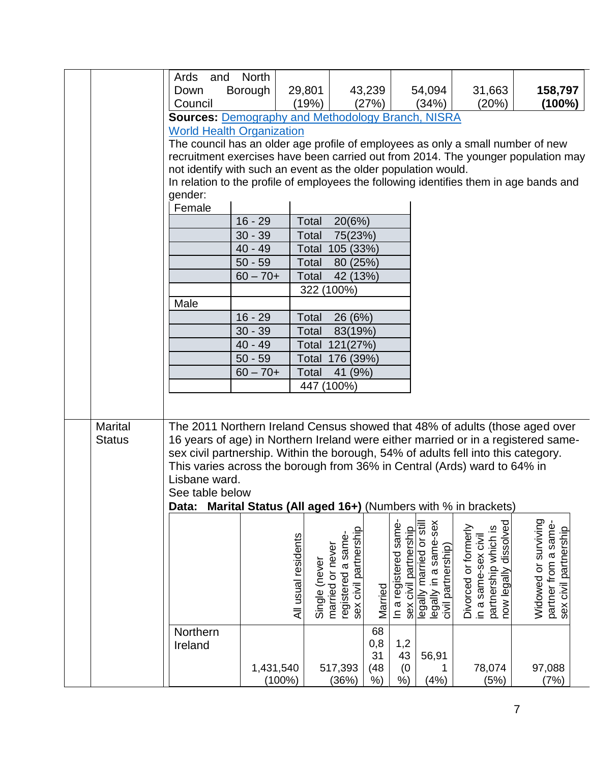| Ards and North Down Borough Council | 29,801 (19%) | 43,239 (27%) | 54,094 (34%) | 31,663 (20%) | **158,797 (100%)** |
|---|---|---|---|---|---|

**Sources:** Demography and Methodology Branch, NISRA
World Health Organization

The council has an older age profile of employees as only a small number of new recruitment exercises have been carried out from 2014. The younger population may not identify with such an event as the older population would.

In relation to the profile of employees the following identifies them in age bands and gender:

| Female | | |
|---|---|---|
| | 16 - 29 | Total 20(6%) |
| | 30 - 39 | Total 75(23%) |
| | 40 - 49 | Total 105 (33%) |
| | 50 - 59 | Total 80 (25%) |
| | 60 – 70+ | Total 42 (13%) |
| | | 322 (100%) |
| Male | | |
| | 16 - 29 | Total 26 (6%) |
| | 30 - 39 | Total 83(19%) |
| | 40 - 49 | Total 121(27%) |
| | 50 - 59 | Total 176 (39%) |
| | 60 – 70+ | Total 41 (9%) |
| | | 447 (100%) |

## Marital Status

The 2011 Northern Ireland Census showed that 48% of adults (those aged over 16 years of age) in Northern Ireland were either married or in a registered same-sex civil partnership. Within the borough, 54% of adults fell into this category. This varies across the borough from 36% in Central (Ards) ward to 64% in Lisbane ward.

See table below

**Data: Marital Status (All aged 16+)** (Numbers with % in brackets)

| | All usual residents | Single (never married or never registered a same-sex civil partnership | Married | In a registered same-sex civil partnership | legally married or still legally in a same-sex civil partnership) | Divorced or formerly in a same-sex civil partnership which is now legally dissolved | Widowed or surviving partner from a same-sex civil partnership |
|---|---|---|---|---|---|---|---|
| Northern Ireland | 1,431,540 (100%) | 517,393 (36%) | 680,831 (48%) | 1,243 (0%) | 56,911 (4%) | 78,074 (5%) | 97,088 (7%) |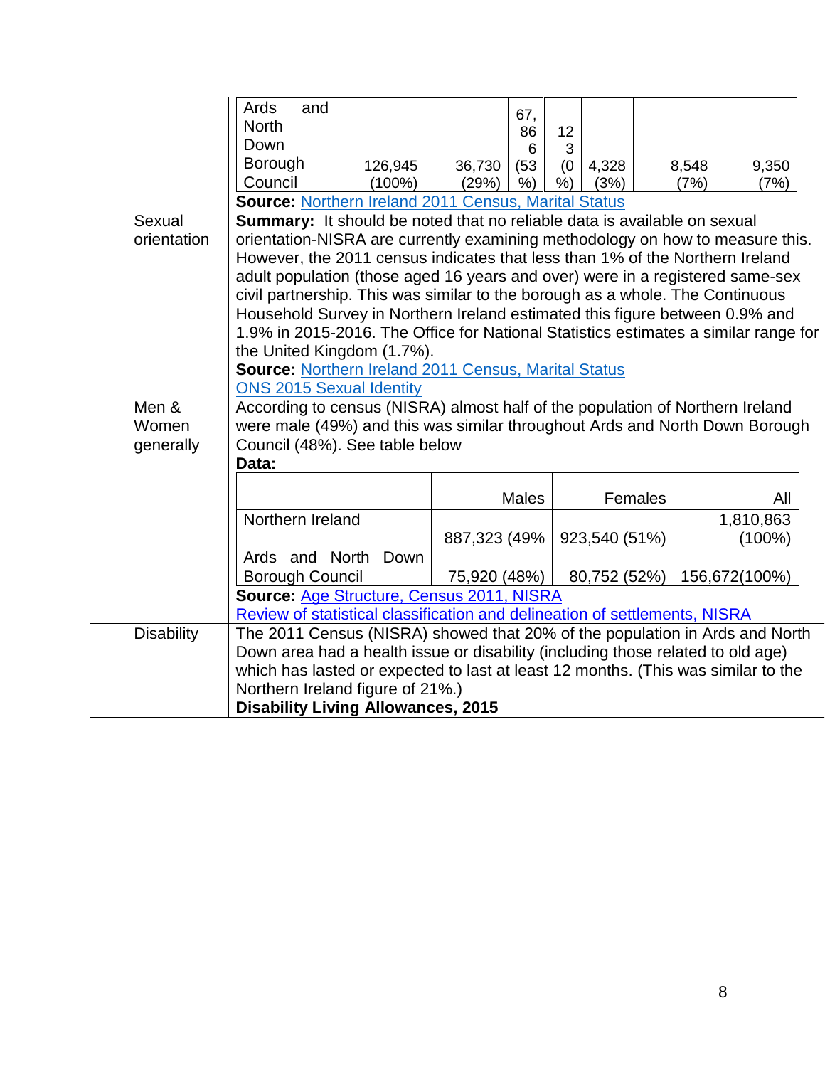| | | | | | | | |
|---|---|---|---|---|---|---|---|
| Ards and North Down Borough Council | 126,945 (100%) | 36,730 (29%) | 67,866 (53%) | 123 (0%) | 4,328 (3%) | 8,548 (7%) | 9,350 (7%) |

**Source:** Northern Ireland 2011 Census, Marital Status

**Sexual orientation**

**Summary:** It should be noted that no reliable data is available on sexual orientation-NISRA are currently examining methodology on how to measure this. However, the 2011 census indicates that less than 1% of the Northern Ireland adult population (those aged 16 years and over) were in a registered same-sex civil partnership. This was similar to the borough as a whole. The Continuous Household Survey in Northern Ireland estimated this figure between 0.9% and 1.9% in 2015-2016. The Office for National Statistics estimates a similar range for the United Kingdom (1.7%).

**Source:** Northern Ireland 2011 Census, Marital Status
ONS 2015 Sexual Identity

**Men & Women generally**

According to census (NISRA) almost half of the population of Northern Ireland were male (49%) and this was similar throughout Ards and North Down Borough Council (48%). See table below

**Data:**

| | Males | Females | All |
|---|---|---|---|
| Northern Ireland | 887,323 (49% | 923,540 (51%) | 1,810,863 (100%) |
| Ards and North Down Borough Council | 75,920 (48%) | 80,752 (52%) | 156,672(100%) |

**Source:** Age Structure, Census 2011, NISRA
Review of statistical classification and delineation of settlements, NISRA

**Disability**

The 2011 Census (NISRA) showed that 20% of the population in Ards and North Down area had a health issue or disability (including those related to old age) which has lasted or expected to last at least 12 months. (This was similar to the Northern Ireland figure of 21%.)

**Disability Living Allowances, 2015**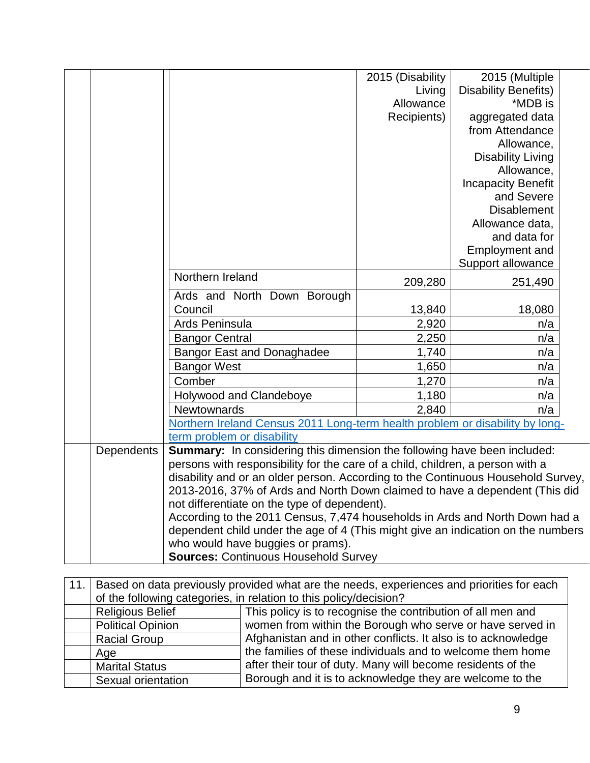| | | | 2015 (Disability Living Allowance Recipients) | 2015 (Multiple Disability Benefits) *MDB is aggregated data from Attendance Allowance, Disability Living Allowance, Incapacity Benefit and Severe Disablement Allowance data, and data for Employment and Support allowance |
|---|---|---|---|---|
| | | Northern Ireland | 209,280 | 251,490 |
| | | Ards and North Down Borough Council | 13,840 | 18,080 |
| | | Ards Peninsula | 2,920 | n/a |
| | | Bangor Central | 2,250 | n/a |
| | | Bangor East and Donaghadee | 1,740 | n/a |
| | | Bangor West | 1,650 | n/a |
| | | Comber | 1,270 | n/a |
| | | Holywood and Clandeboye | 1,180 | n/a |
| | | Newtownards | 2,840 | n/a |
| | | Northern Ireland Census 2011 Long-term health problem or disability by long-term problem or disability | | |
| | Dependents | **Summary:** In considering this dimension the following have been included: persons with responsibility for the care of a child, children, a person with a disability and or an older person. According to the Continuous Household Survey, 2013-2016, 37% of Ards and North Down claimed to have a dependent (This did not differentiate on the type of dependent).<br>According to the 2011 Census, 7,474 households in Ards and North Down had a dependent child under the age of 4 (This might give an indication on the numbers who would have buggies or prams).<br>**Sources:** Continuous Household Survey | | |

| 11. | Based on data previously provided what are the needs, experiences and priorities for each of the following categories, in relation to this policy/decision? | |
|---|---|---|
| | Religious Belief | This policy is to recognise the contribution of all men and women from within the Borough who serve or have served in Afghanistan and in other conflicts. It also is to acknowledge the families of these individuals and to welcome them home after their tour of duty. Many will become residents of the Borough and it is to acknowledge they are welcome to the |
| | Political Opinion | |
| | Racial Group | |
| | Age | |
| | Marital Status | |
| | Sexual orientation | |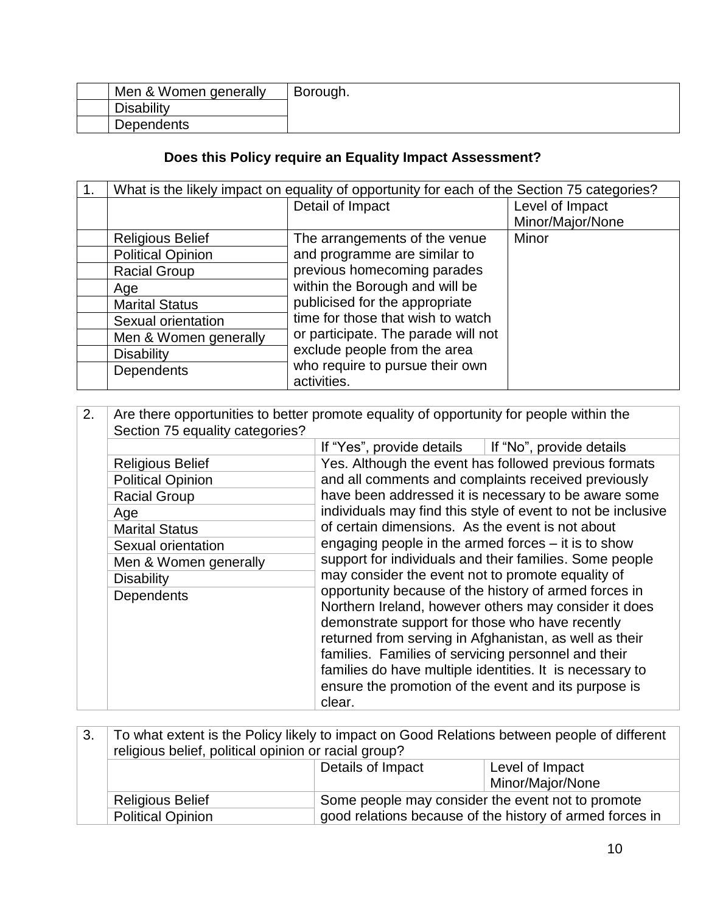|  | Men & Women generally | Borough. |
|---|---|---|
|  | Disability |  |
|  | Dependents |  |

**Does this Policy require an Equality Impact Assessment?**

| 1. | What is the likely impact on equality of opportunity for each of the Section 75 categories? | | |
|---|---|---|---|
|  |  | Detail of Impact | Level of Impact Minor/Major/None |
|  | Religious Belief | The arrangements of the venue and programme are similar to previous homecoming parades within the Borough and will be publicised for the appropriate time for those that wish to watch or participate. The parade will not exclude people from the area who require to pursue their own activities. | Minor |
|  | Political Opinion |  |  |
|  | Racial Group |  |  |
|  | Age |  |  |
|  | Marital Status |  |  |
|  | Sexual orientation |  |  |
|  | Men & Women generally |  |  |
|  | Disability |  |  |
|  | Dependents |  |  |

| 2. | Are there opportunities to better promote equality of opportunity for people within the Section 75 equality categories? | | |
|---|---|---|---|
|  |  | If "Yes", provide details | If "No", provide details |
|  | Religious Belief | Yes. Although the event has followed previous formats and all comments and complaints received previously have been addressed it is necessary to be aware some individuals may find this style of event to not be inclusive of certain dimensions. As the event is not about engaging people in the armed forces – it is to show support for individuals and their families. Some people may consider the event not to promote equality of opportunity because of the history of armed forces in Northern Ireland, however others may consider it does demonstrate support for those who have recently returned from serving in Afghanistan, as well as their families. Families of servicing personnel and their families do have multiple identities. It is necessary to ensure the promotion of the event and its purpose is clear. |  |
|  | Political Opinion |  |  |
|  | Racial Group |  |  |
|  | Age |  |  |
|  | Marital Status |  |  |
|  | Sexual orientation |  |  |
|  | Men & Women generally |  |  |
|  | Disability |  |  |
|  | Dependents |  |  |

| 3. | To what extent is the Policy likely to impact on Good Relations between people of different religious belief, political opinion or racial group? | | |
|---|---|---|---|
|  |  | Details of Impact | Level of Impact Minor/Major/None |
|  | Religious Belief | Some people may consider the event not to promote good relations because of the history of armed forces in |  |
|  | Political Opinion |  |  |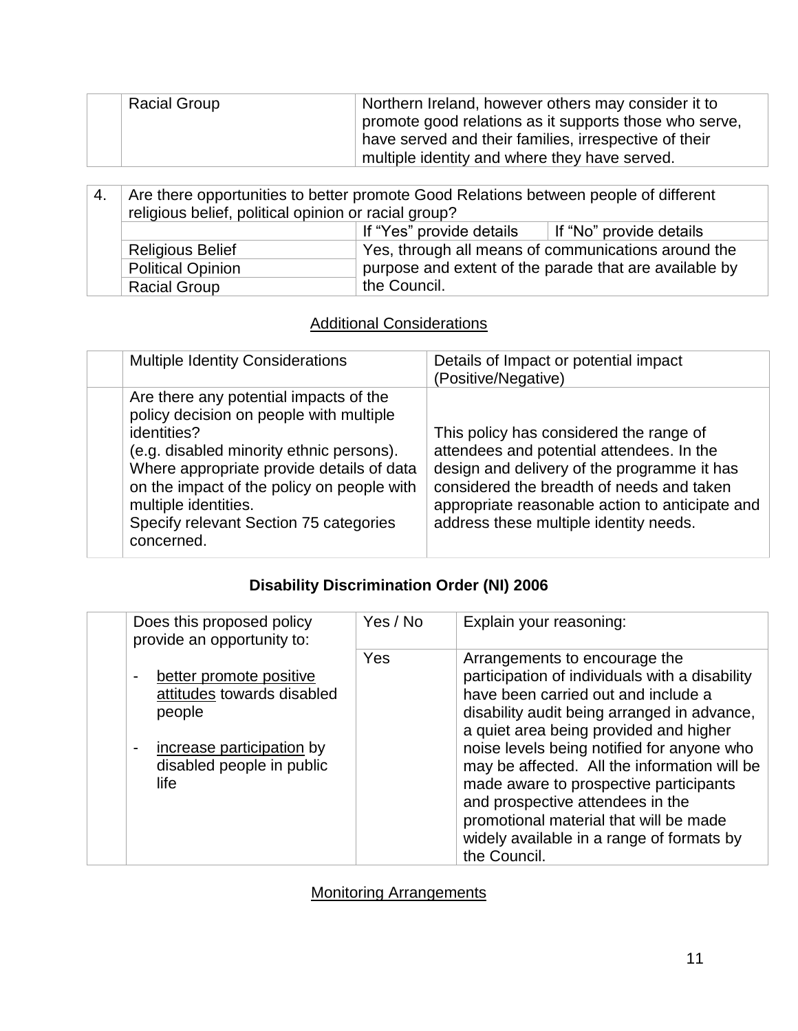| | | |
|---|---|---|
| | Racial Group | Northern Ireland, however others may consider it to promote good relations as it supports those who serve, have served and their families, irrespective of their multiple identity and where they have served. |

| 4. | Are there opportunities to better promote Good Relations between people of different religious belief, political opinion or racial group? | | |
|---|---|---|---|
| | | If "Yes" provide details | If "No" provide details |
| | Religious Belief | Yes, through all means of communications around the purpose and extent of the parade that are available by the Council. | |
| | Political Opinion | | |
| | Racial Group | | |

<u>Additional Considerations</u>

| | Multiple Identity Considerations | Details of Impact or potential impact (Positive/Negative) |
|---|---|---|
| | Are there any potential impacts of the policy decision on people with multiple identities? (e.g. disabled minority ethnic persons). Where appropriate provide details of data on the impact of the policy on people with multiple identities. Specify relevant Section 75 categories concerned. | This policy has considered the range of attendees and potential attendees. In the design and delivery of the programme it has considered the breadth of needs and taken appropriate reasonable action to anticipate and address these multiple identity needs. |

**Disability Discrimination Order (NI) 2006**

| | Does this proposed policy provide an opportunity to: | Yes / No | Explain your reasoning: |
|---|---|---|---|
| | - <u>better promote positive attitudes</u> towards disabled people<br>- <u>increase participation</u> by disabled people in public life | Yes | Arrangements to encourage the participation of individuals with a disability have been carried out and include a disability audit being arranged in advance, a quiet area being provided and higher noise levels being notified for anyone who may be affected. All the information will be made aware to prospective participants and prospective attendees in the promotional material that will be made widely available in a range of formats by the Council. |

<u>Monitoring Arrangements</u>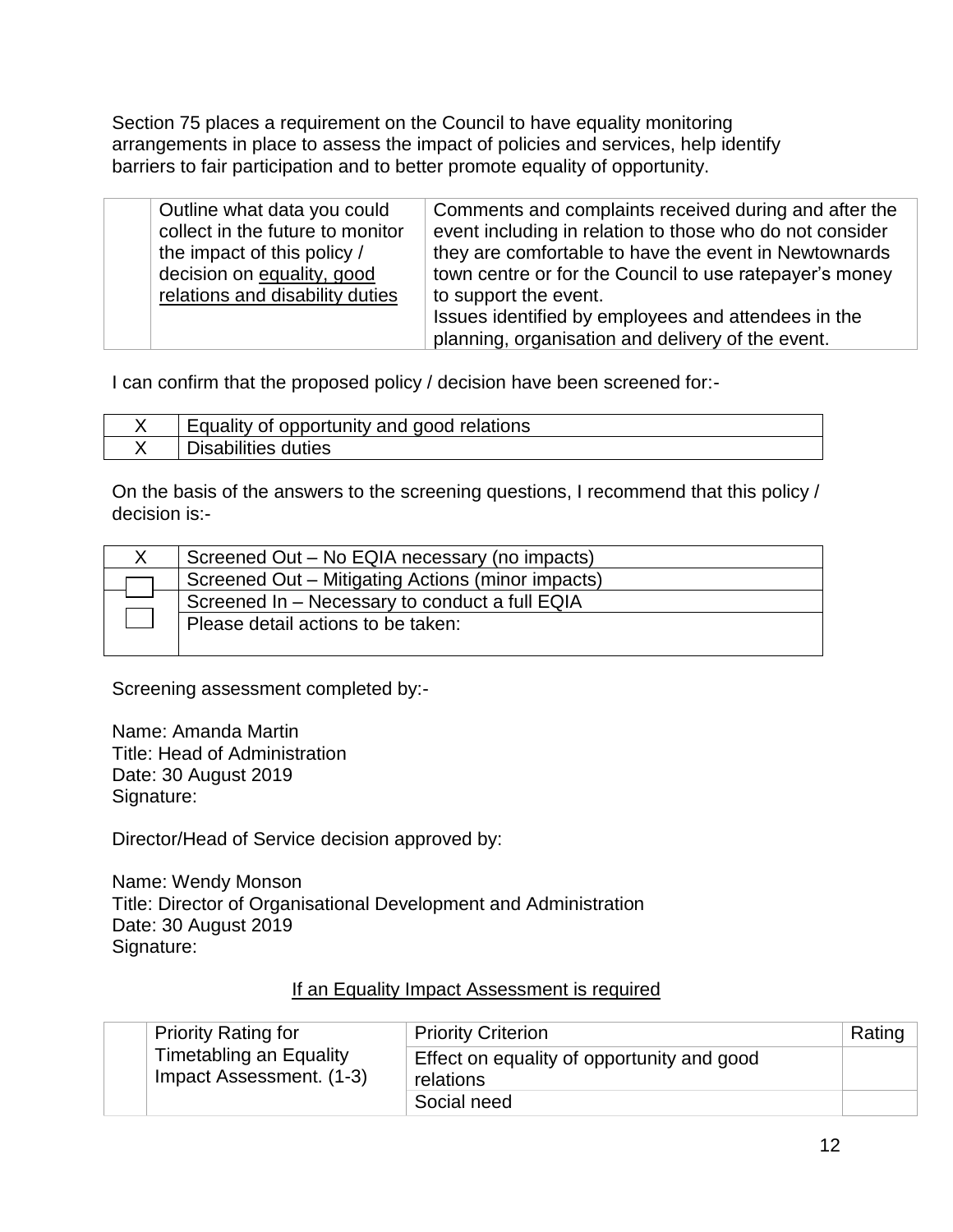Section 75 places a requirement on the Council to have equality monitoring arrangements in place to assess the impact of policies and services, help identify barriers to fair participation and to better promote equality of opportunity.

| | Outline what data you could collect in the future to monitor the impact of this policy / decision on equality, good relations and disability duties | Comments and complaints received during and after the event including in relation to those who do not consider they are comfortable to have the event in Newtownards town centre or for the Council to use ratepayer's money to support the event. Issues identified by employees and attendees in the planning, organisation and delivery of the event. |
|---|---|---|

I can confirm that the proposed policy / decision have been screened for:-

| | |
|---|---|
| X | Equality of opportunity and good relations |
| X | Disabilities duties |

On the basis of the answers to the screening questions, I recommend that this policy / decision is:-

| | |
|---|---|
| X | Screened Out – No EQIA necessary (no impacts) |
| ☐ | Screened Out – Mitigating Actions (minor impacts) |
| ☐ | Screened In – Necessary to conduct a full EQIA |
| | Please detail actions to be taken: |

Screening assessment completed by:-

Name: Amanda Martin
Title: Head of Administration
Date: 30 August 2019
Signature:

Director/Head of Service decision approved by:

Name: Wendy Monson
Title: Director of Organisational Development and Administration
Date: 30 August 2019
Signature:

<u>If an Equality Impact Assessment is required</u>

| | Priority Rating for Timetabling an Equality Impact Assessment. (1-3) | Priority Criterion | Rating |
|---|---|---|---|
| | | Effect on equality of opportunity and good relations | |
| | | Social need | |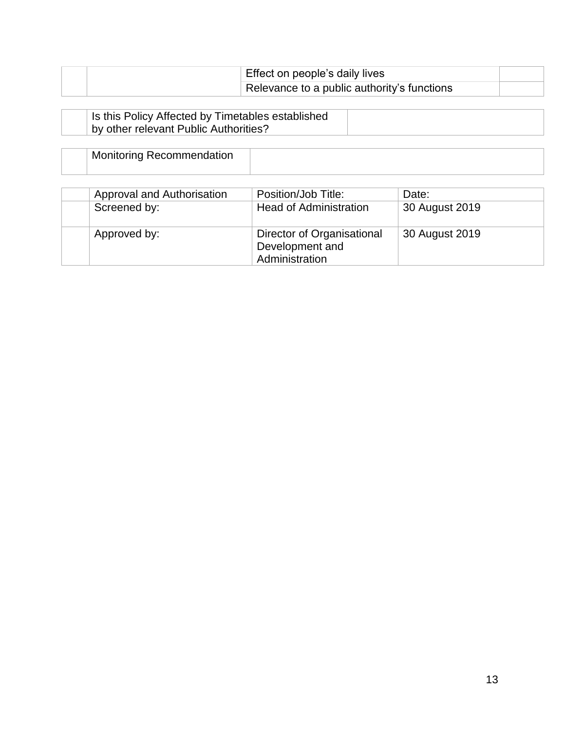| | | | |
|---|---|---|---|
| | | Effect on people's daily lives | |
| | | Relevance to a public authority's functions | |

| | | |
|---|---|---|
| | Is this Policy Affected by Timetables established by other relevant Public Authorities? | |

| | | |
|---|---|---|
| | Monitoring Recommendation | |

| | Approval and Authorisation | Position/Job Title: | Date: |
|---|---|---|---|
| | Screened by: | Head of Administration | 30 August 2019 |
| | Approved by: | Director of Organisational Development and Administration | 30 August 2019 |